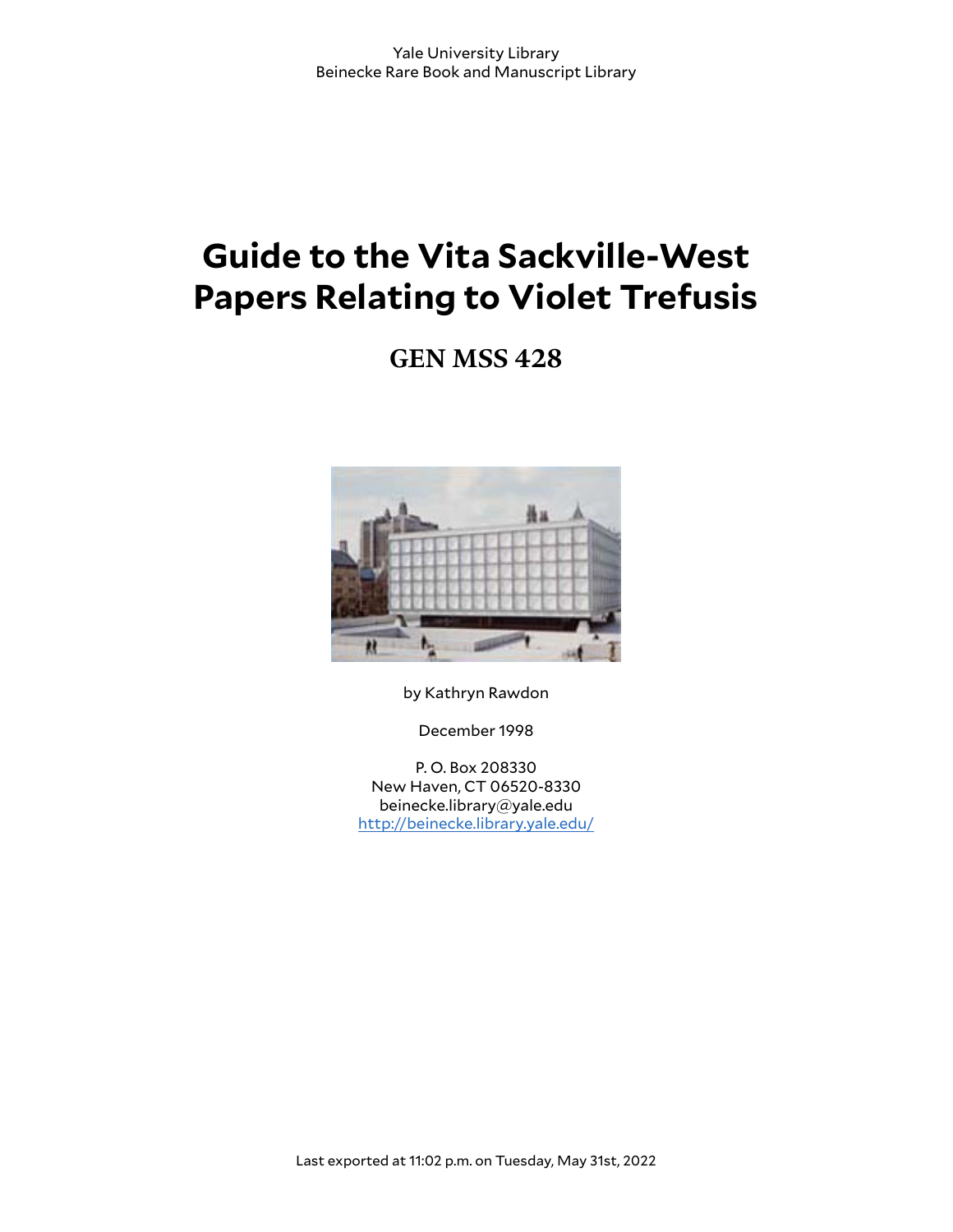Yale University Library
Beinecke Rare Book and Manuscript Library

# Guide to the Vita Sackville-West Papers Relating to Violet Trefusis

## GEN MSS 428

by Kathryn Rawdon

December 1998

P. O. Box 208330
New Haven, CT 06520-8330
beinecke.library@yale.edu
[http://beinecke.library.yale.edu/](http://beinecke.library.yale.edu/)

Last exported at 11:02 p.m. on Tuesday, May 31st, 2022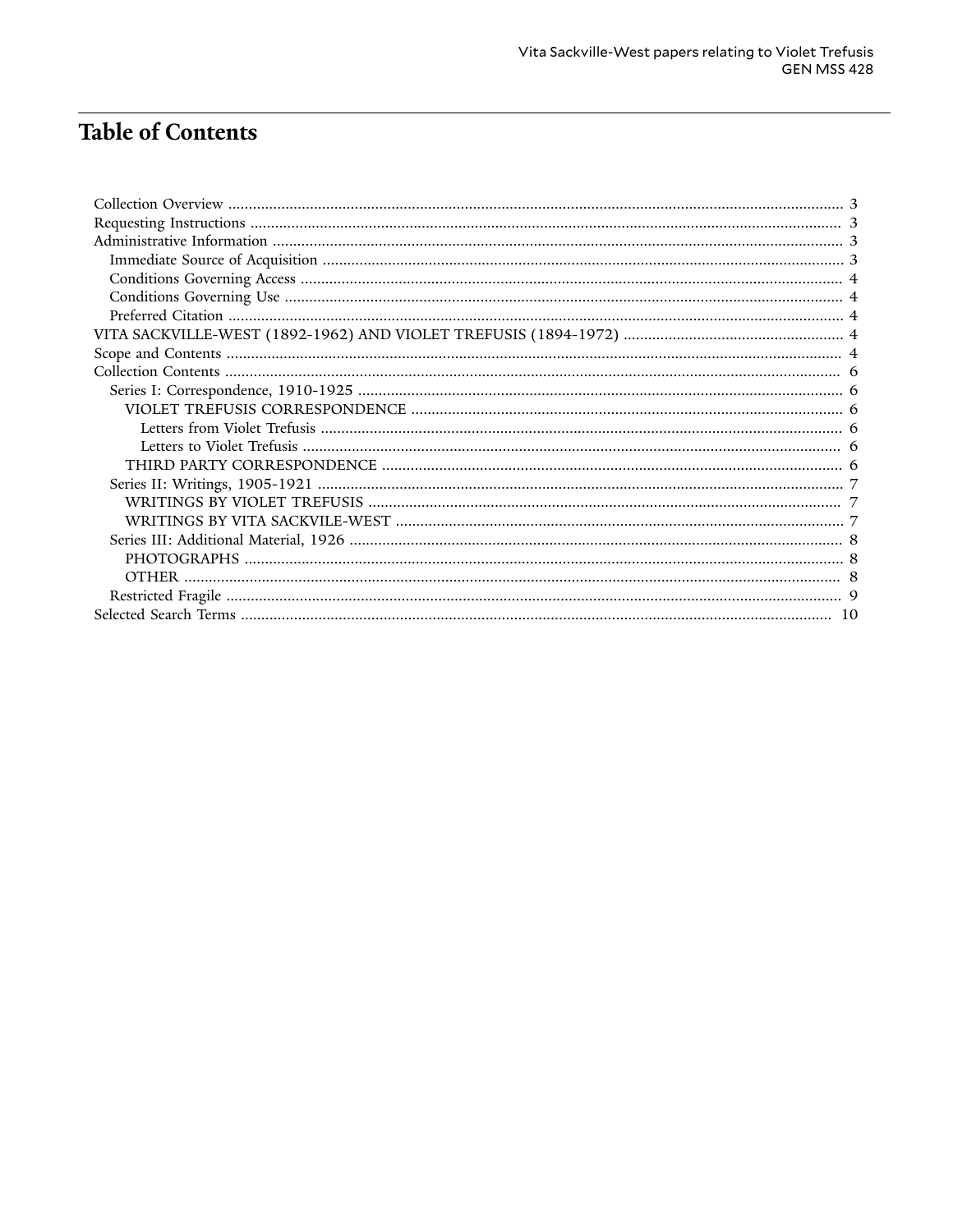# Table of Contents

- Collection Overview ... 3
- Requesting Instructions ... 3
- Administrative Information ... 3
  - Immediate Source of Acquisition ... 3
  - Conditions Governing Access ... 4
  - Conditions Governing Use ... 4
  - Preferred Citation ... 4
- VITA SACKVILLE-WEST (1892-1962) AND VIOLET TREFUSIS (1894-1972) ... 4
- Scope and Contents ... 4
- Collection Contents ... 6
  - Series I: Correspondence, 1910-1925 ... 6
    - VIOLET TREFUSIS CORRESPONDENCE ... 6
      - Letters from Violet Trefusis ... 6
      - Letters to Violet Trefusis ... 6
    - THIRD PARTY CORRESPONDENCE ... 6
  - Series II: Writings, 1905-1921 ... 7
    - WRITINGS BY VIOLET TREFUSIS ... 7
    - WRITINGS BY VITA SACKVILE-WEST ... 7
  - Series III: Additional Material, 1926 ... 8
    - PHOTOGRAPHS ... 8
    - OTHER ... 8
  - Restricted Fragile ... 9
- Selected Search Terms ... 10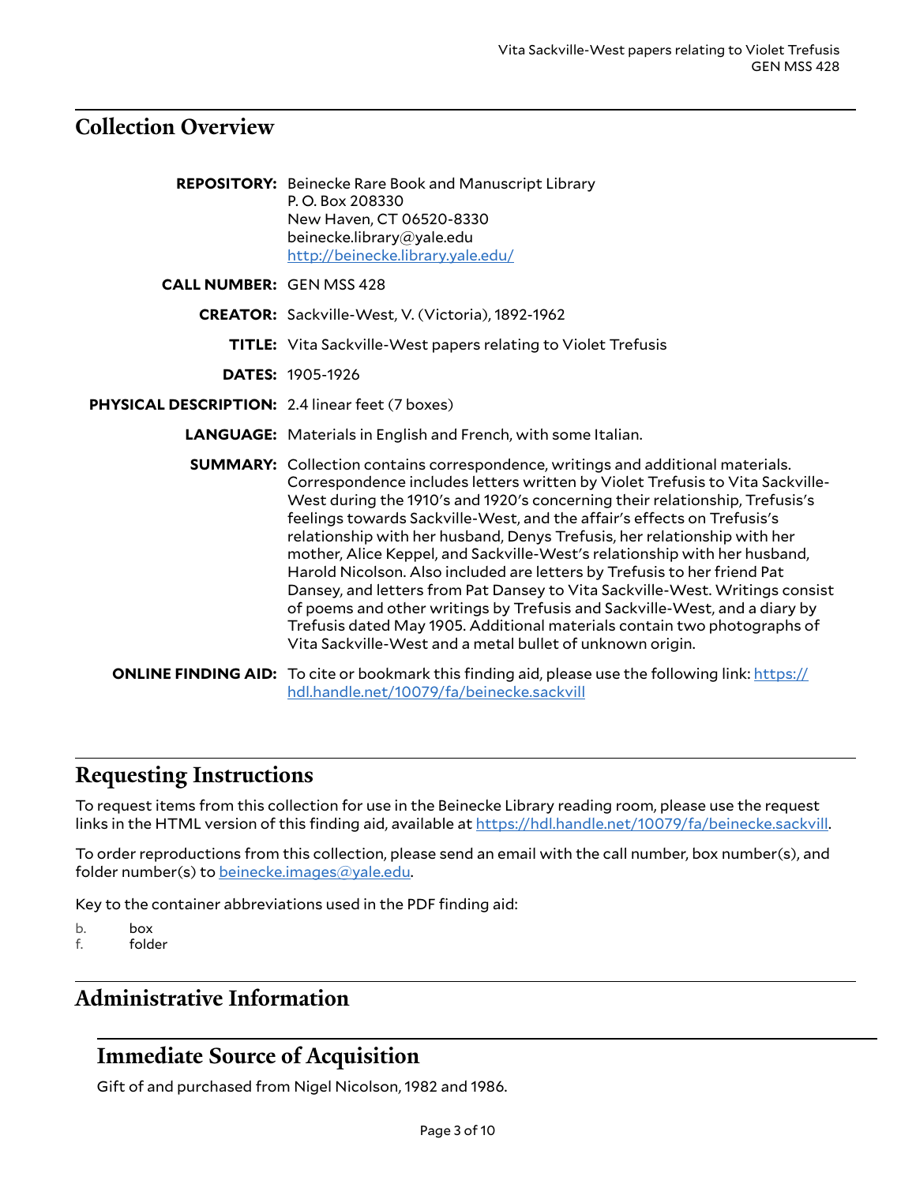## Collection Overview

**REPOSITORY:** Beinecke Rare Book and Manuscript Library
P. O. Box 208330
New Haven, CT 06520-8330
beinecke.library@yale.edu
http://beinecke.library.yale.edu/

**CALL NUMBER:** GEN MSS 428

**CREATOR:** Sackville-West, V. (Victoria), 1892-1962

**TITLE:** Vita Sackville-West papers relating to Violet Trefusis

**DATES:** 1905-1926

**PHYSICAL DESCRIPTION:** 2.4 linear feet (7 boxes)

**LANGUAGE:** Materials in English and French, with some Italian.

**SUMMARY:** Collection contains correspondence, writings and additional materials. Correspondence includes letters written by Violet Trefusis to Vita Sackville-West during the 1910's and 1920's concerning their relationship, Trefusis's feelings towards Sackville-West, and the affair's effects on Trefusis's relationship with her husband, Denys Trefusis, her relationship with her mother, Alice Keppel, and Sackville-West's relationship with her husband, Harold Nicolson. Also included are letters by Trefusis to her friend Pat Dansey, and letters from Pat Dansey to Vita Sackville-West. Writings consist of poems and other writings by Trefusis and Sackville-West, and a diary by Trefusis dated May 1905. Additional materials contain two photographs of Vita Sackville-West and a metal bullet of unknown origin.

**ONLINE FINDING AID:** To cite or bookmark this finding aid, please use the following link: https://hdl.handle.net/10079/fa/beinecke.sackvill

## Requesting Instructions

To request items from this collection for use in the Beinecke Library reading room, please use the request links in the HTML version of this finding aid, available at https://hdl.handle.net/10079/fa/beinecke.sackvill.

To order reproductions from this collection, please send an email with the call number, box number(s), and folder number(s) to beinecke.images@yale.edu.

Key to the container abbreviations used in the PDF finding aid:

b. box
f. folder

## Administrative Information

### Immediate Source of Acquisition

Gift of and purchased from Nigel Nicolson, 1982 and 1986.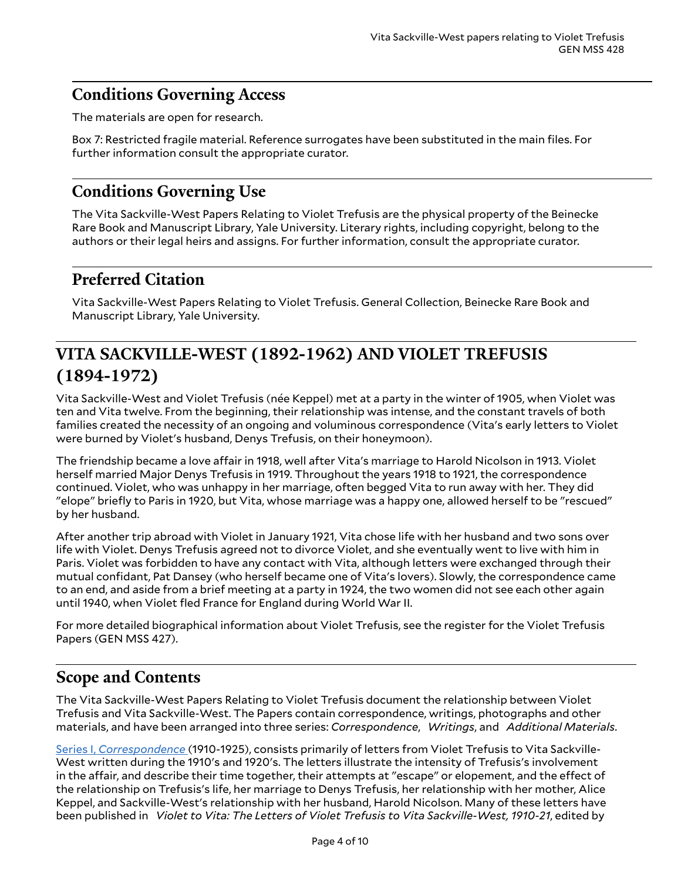## Conditions Governing Access

The materials are open for research.

Box 7: Restricted fragile material. Reference surrogates have been substituted in the main files. For further information consult the appropriate curator.

## Conditions Governing Use

The Vita Sackville-West Papers Relating to Violet Trefusis are the physical property of the Beinecke Rare Book and Manuscript Library, Yale University. Literary rights, including copyright, belong to the authors or their legal heirs and assigns. For further information, consult the appropriate curator.

## Preferred Citation

Vita Sackville-West Papers Relating to Violet Trefusis. General Collection, Beinecke Rare Book and Manuscript Library, Yale University.

# VITA SACKVILLE-WEST (1892-1962) AND VIOLET TREFUSIS (1894-1972)

Vita Sackville-West and Violet Trefusis (née Keppel) met at a party in the winter of 1905, when Violet was ten and Vita twelve. From the beginning, their relationship was intense, and the constant travels of both families created the necessity of an ongoing and voluminous correspondence (Vita's early letters to Violet were burned by Violet's husband, Denys Trefusis, on their honeymoon).

The friendship became a love affair in 1918, well after Vita's marriage to Harold Nicolson in 1913. Violet herself married Major Denys Trefusis in 1919. Throughout the years 1918 to 1921, the correspondence continued. Violet, who was unhappy in her marriage, often begged Vita to run away with her. They did "elope" briefly to Paris in 1920, but Vita, whose marriage was a happy one, allowed herself to be "rescued" by her husband.

After another trip abroad with Violet in January 1921, Vita chose life with her husband and two sons over life with Violet. Denys Trefusis agreed not to divorce Violet, and she eventually went to live with him in Paris. Violet was forbidden to have any contact with Vita, although letters were exchanged through their mutual confidant, Pat Dansey (who herself became one of Vita's lovers). Slowly, the correspondence came to an end, and aside from a brief meeting at a party in 1924, the two women did not see each other again until 1940, when Violet fled France for England during World War II.

For more detailed biographical information about Violet Trefusis, see the register for the Violet Trefusis Papers (GEN MSS 427).

# Scope and Contents

The Vita Sackville-West Papers Relating to Violet Trefusis document the relationship between Violet Trefusis and Vita Sackville-West. The Papers contain correspondence, writings, photographs and other materials, and have been arranged into three series: *Correspondence*, *Writings*, and *Additional Materials*.

Series I, *Correspondence* (1910-1925), consists primarily of letters from Violet Trefusis to Vita Sackville-West written during the 1910's and 1920's. The letters illustrate the intensity of Trefusis's involvement in the affair, and describe their time together, their attempts at "escape" or elopement, and the effect of the relationship on Trefusis's life, her marriage to Denys Trefusis, her relationship with her mother, Alice Keppel, and Sackville-West's relationship with her husband, Harold Nicolson. Many of these letters have been published in *Violet to Vita: The Letters of Violet Trefusis to Vita Sackville-West, 1910-21*, edited by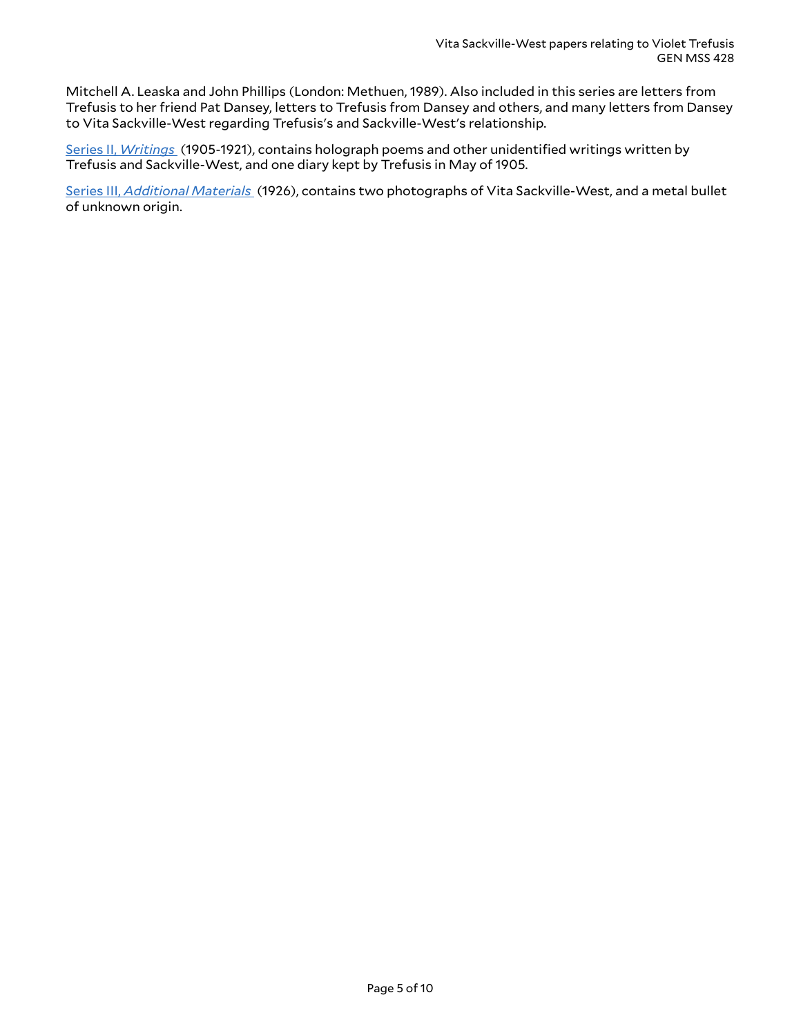Mitchell A. Leaska and John Phillips (London: Methuen, 1989). Also included in this series are letters from Trefusis to her friend Pat Dansey, letters to Trefusis from Dansey and others, and many letters from Dansey to Vita Sackville-West regarding Trefusis's and Sackville-West's relationship.

Series II, *Writings* (1905-1921), contains holograph poems and other unidentified writings written by Trefusis and Sackville-West, and one diary kept by Trefusis in May of 1905.

Series III, *Additional Materials* (1926), contains two photographs of Vita Sackville-West, and a metal bullet of unknown origin.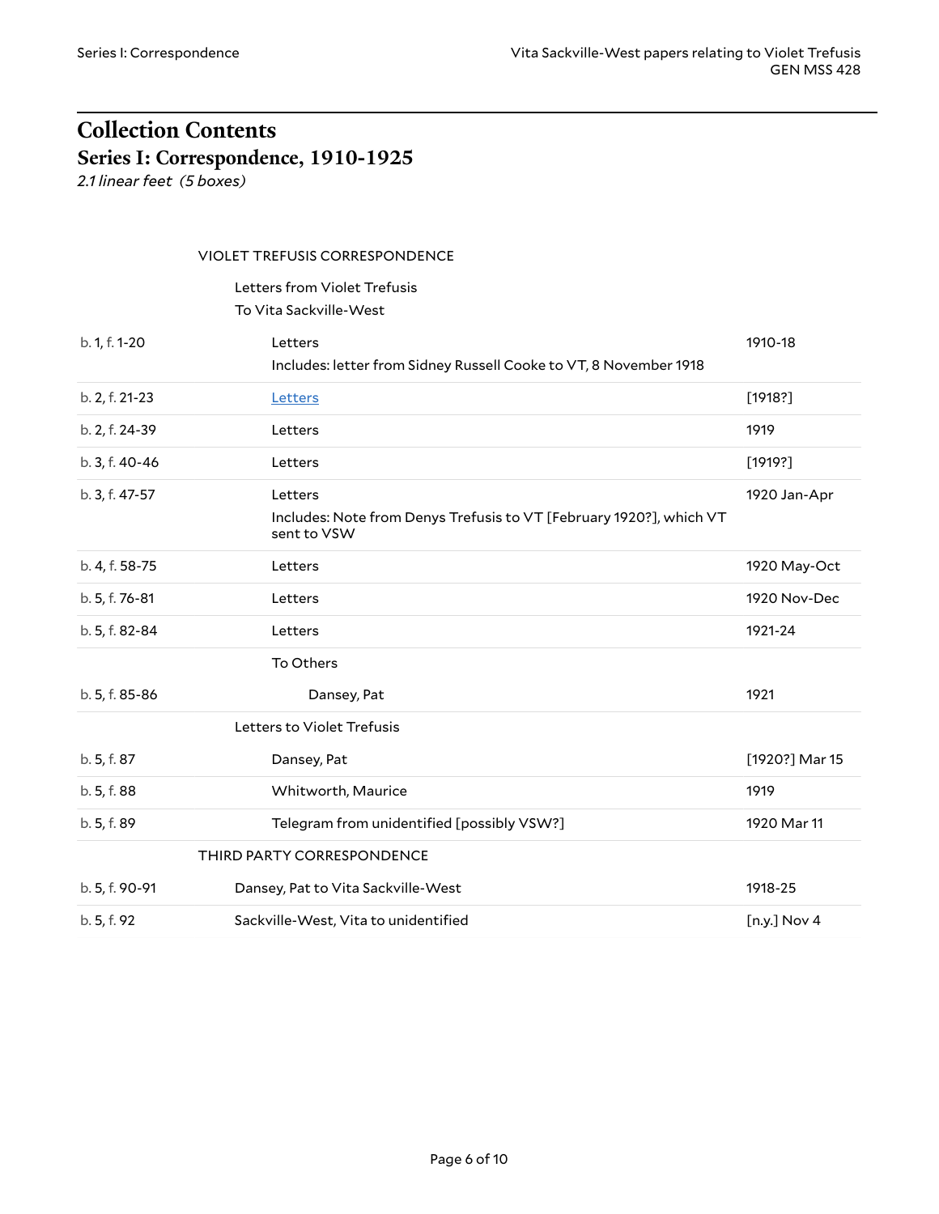# Collection Contents

## Series I: Correspondence, 1910-1925

*2.1 linear feet (5 boxes)*

VIOLET TREFUSIS CORRESPONDENCE

Letters from Violet Trefusis

To Vita Sackville-West

| Location | Description | Date |
|---|---|---|
| b. 1, f. 1-20 | Letters<br>Includes: letter from Sidney Russell Cooke to VT, 8 November 1918 | 1910-18 |
| b. 2, f. 21-23 | Letters | [1918?] |
| b. 2, f. 24-39 | Letters | 1919 |
| b. 3, f. 40-46 | Letters | [1919?] |
| b. 3, f. 47-57 | Letters<br>Includes: Note from Denys Trefusis to VT [February 1920?], which VT sent to VSW | 1920 Jan-Apr |
| b. 4, f. 58-75 | Letters | 1920 May-Oct |
| b. 5, f. 76-81 | Letters | 1920 Nov-Dec |
| b. 5, f. 82-84 | Letters | 1921-24 |
| | To Others | |
| b. 5, f. 85-86 | Dansey, Pat | 1921 |
| | Letters to Violet Trefusis | |
| b. 5, f. 87 | Dansey, Pat | [1920?] Mar 15 |
| b. 5, f. 88 | Whitworth, Maurice | 1919 |
| b. 5, f. 89 | Telegram from unidentified [possibly VSW?] | 1920 Mar 11 |
| | THIRD PARTY CORRESPONDENCE | |
| b. 5, f. 90-91 | Dansey, Pat to Vita Sackville-West | 1918-25 |
| b. 5, f. 92 | Sackville-West, Vita to unidentified | [n.y.] Nov 4 |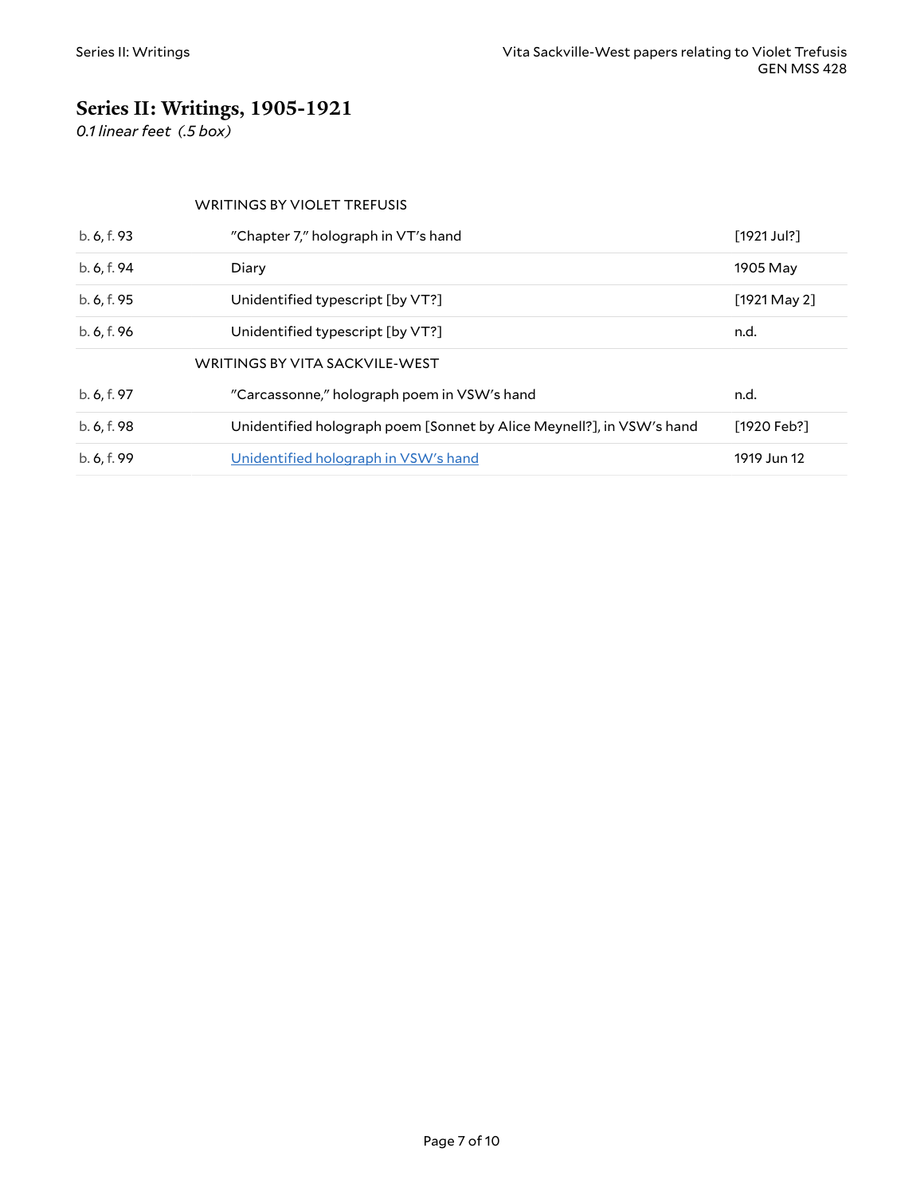## Series II: Writings, 1905-1921

*0.1 linear feet (.5 box)*

| | | |
|---|---|---|
| | WRITINGS BY VIOLET TREFUSIS | |
| b. 6, f. 93 | "Chapter 7," holograph in VT's hand | [1921 Jul?] |
| b. 6, f. 94 | Diary | 1905 May |
| b. 6, f. 95 | Unidentified typescript [by VT?] | [1921 May 2] |
| b. 6, f. 96 | Unidentified typescript [by VT?] | n.d. |
| | WRITINGS BY VITA SACKVILE-WEST | |
| b. 6, f. 97 | "Carcassonne," holograph poem in VSW's hand | n.d. |
| b. 6, f. 98 | Unidentified holograph poem [Sonnet by Alice Meynell?], in VSW's hand | [1920 Feb?] |
| b. 6, f. 99 | Unidentified holograph in VSW's hand | 1919 Jun 12 |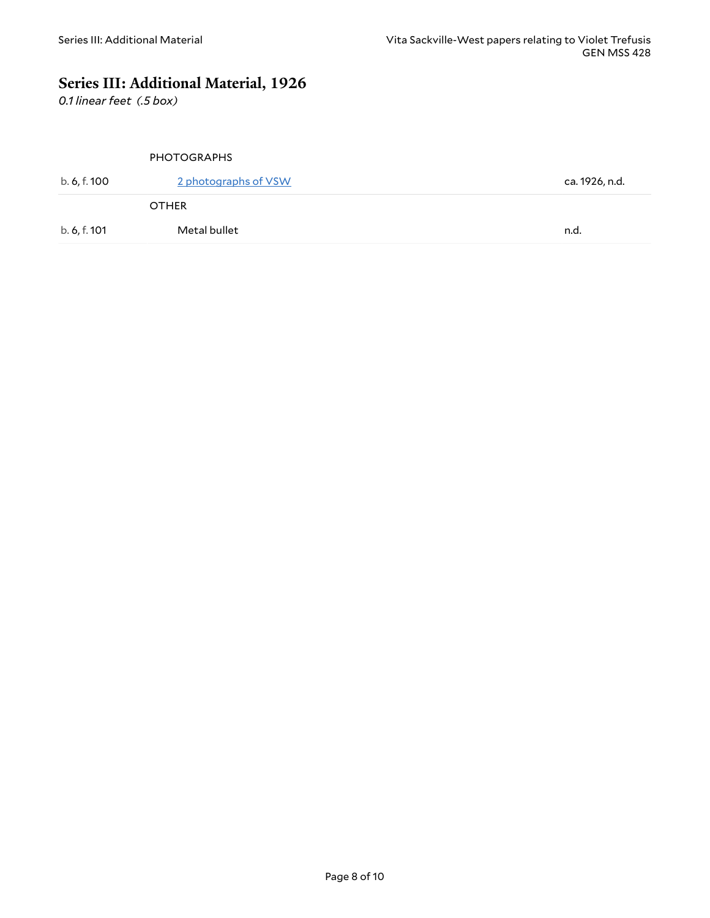## Series III: Additional Material, 1926

*0.1 linear feet (.5 box)*

| | | |
|---|---|---|
| | PHOTOGRAPHS | |
| b. 6, f. 100 | 2 photographs of VSW | ca. 1926, n.d. |
| | OTHER | |
| b. 6, f. 101 | Metal bullet | n.d. |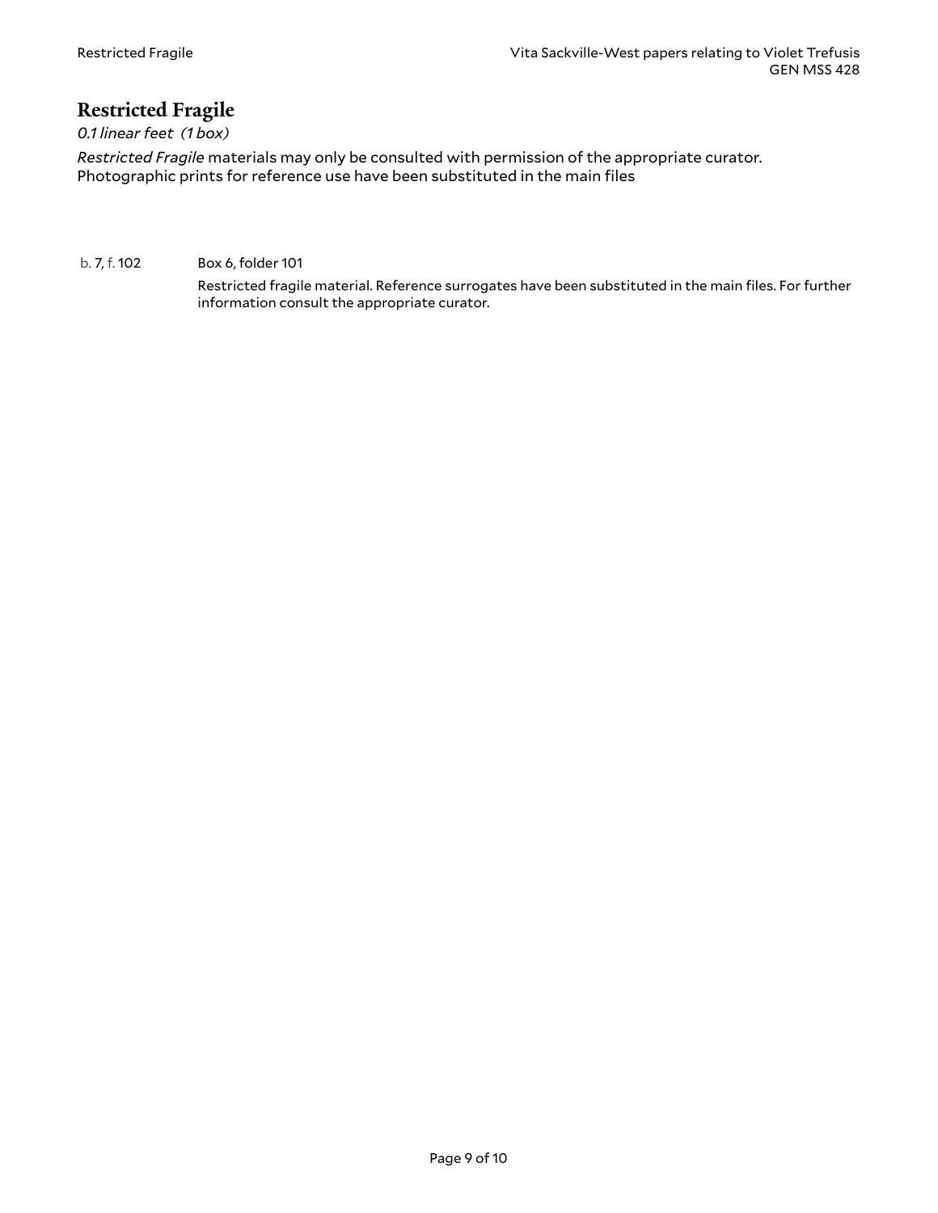## Restricted Fragile

*0.1 linear feet (1 box)*

*Restricted Fragile* materials may only be consulted with permission of the appropriate curator. Photographic prints for reference use have been substituted in the main files

b. 7, f. 102 Box 6, folder 101

Restricted fragile material. Reference surrogates have been substituted in the main files. For further information consult the appropriate curator.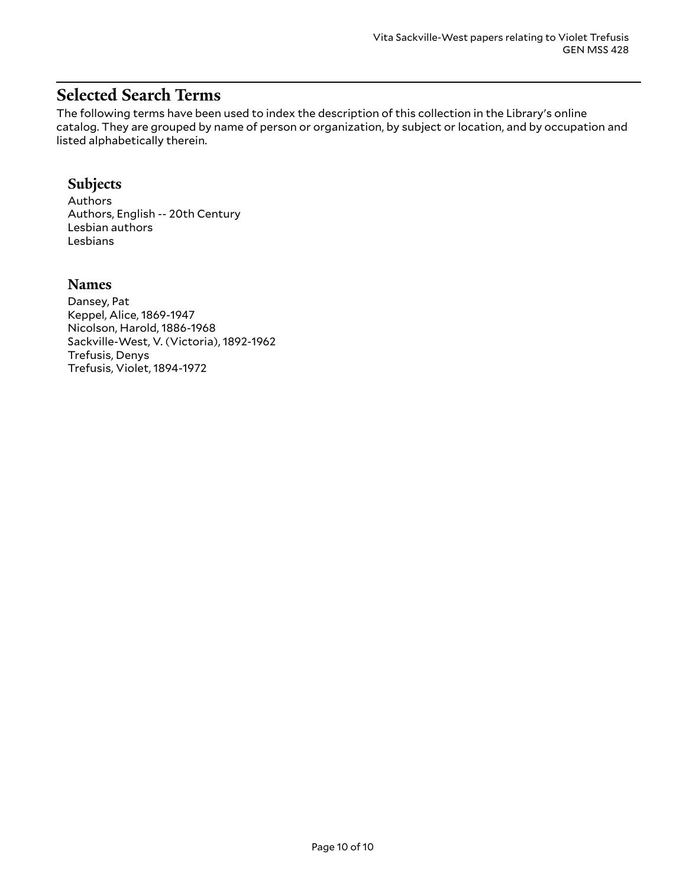## Selected Search Terms

The following terms have been used to index the description of this collection in the Library's online catalog. They are grouped by name of person or organization, by subject or location, and by occupation and listed alphabetically therein.

### Subjects

Authors
Authors, English -- 20th Century
Lesbian authors
Lesbians

### Names

Dansey, Pat
Keppel, Alice, 1869-1947
Nicolson, Harold, 1886-1968
Sackville-West, V. (Victoria), 1892-1962
Trefusis, Denys
Trefusis, Violet, 1894-1972